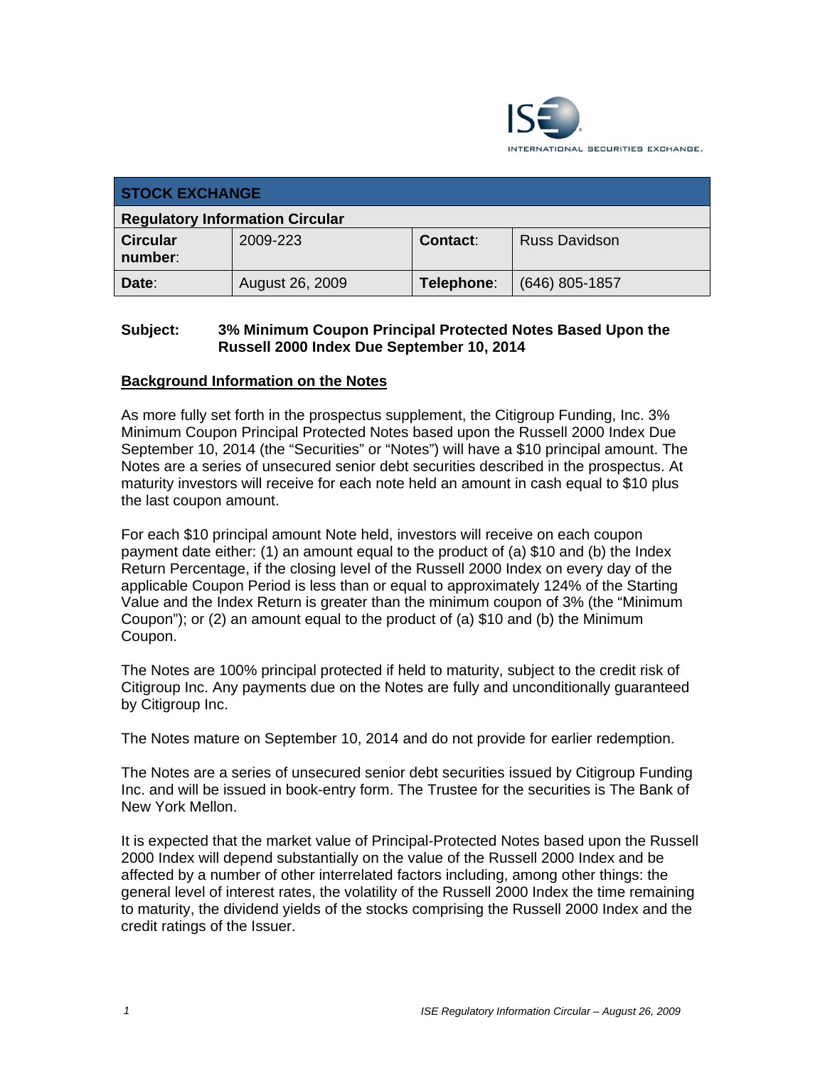| STOCK EXCHANGE | | | |
|---|---|---|---|
| **Regulatory Information Circular** | | | |
| **Circular number:** | 2009-223 | **Contact:** | Russ Davidson |
| **Date:** | August 26, 2009 | **Telephone:** | (646) 805-1857 |

**Subject: 3% Minimum Coupon Principal Protected Notes Based Upon the Russell 2000 Index Due September 10, 2014**

## Background Information on the Notes

As more fully set forth in the prospectus supplement, the Citigroup Funding, Inc. 3% Minimum Coupon Principal Protected Notes based upon the Russell 2000 Index Due September 10, 2014 (the "Securities" or "Notes") will have a $10 principal amount. The Notes are a series of unsecured senior debt securities described in the prospectus. At maturity investors will receive for each note held an amount in cash equal to $10 plus the last coupon amount.

For each $10 principal amount Note held, investors will receive on each coupon payment date either: (1) an amount equal to the product of (a) $10 and (b) the Index Return Percentage, if the closing level of the Russell 2000 Index on every day of the applicable Coupon Period is less than or equal to approximately 124% of the Starting Value and the Index Return is greater than the minimum coupon of 3% (the "Minimum Coupon"); or (2) an amount equal to the product of (a) $10 and (b) the Minimum Coupon.

The Notes are 100% principal protected if held to maturity, subject to the credit risk of Citigroup Inc. Any payments due on the Notes are fully and unconditionally guaranteed by Citigroup Inc.

The Notes mature on September 10, 2014 and do not provide for earlier redemption.

The Notes are a series of unsecured senior debt securities issued by Citigroup Funding Inc. and will be issued in book-entry form. The Trustee for the securities is The Bank of New York Mellon.

It is expected that the market value of Principal-Protected Notes based upon the Russell 2000 Index will depend substantially on the value of the Russell 2000 Index and be affected by a number of other interrelated factors including, among other things: the general level of interest rates, the volatility of the Russell 2000 Index the time remaining to maturity, the dividend yields of the stocks comprising the Russell 2000 Index and the credit ratings of the Issuer.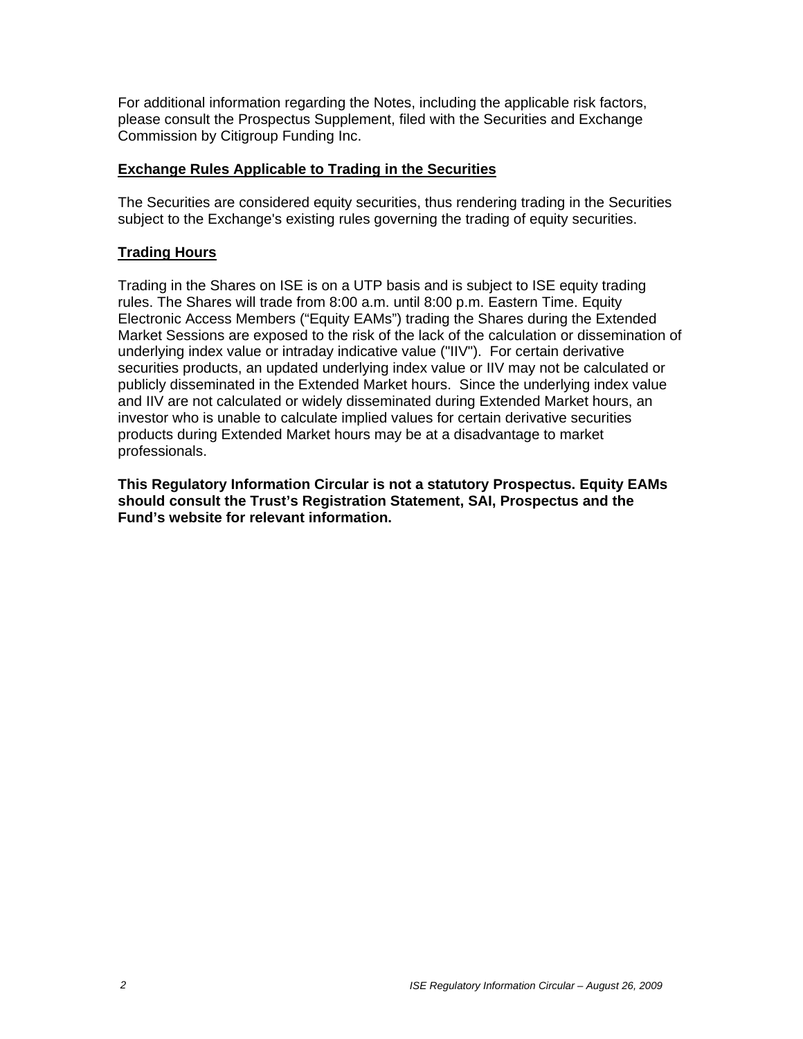For additional information regarding the Notes, including the applicable risk factors, please consult the Prospectus Supplement, filed with the Securities and Exchange Commission by Citigroup Funding Inc.

**Exchange Rules Applicable to Trading in the Securities**

The Securities are considered equity securities, thus rendering trading in the Securities subject to the Exchange's existing rules governing the trading of equity securities.

**Trading Hours**

Trading in the Shares on ISE is on a UTP basis and is subject to ISE equity trading rules. The Shares will trade from 8:00 a.m. until 8:00 p.m. Eastern Time. Equity Electronic Access Members ("Equity EAMs") trading the Shares during the Extended Market Sessions are exposed to the risk of the lack of the calculation or dissemination of underlying index value or intraday indicative value ("IIV"). For certain derivative securities products, an updated underlying index value or IIV may not be calculated or publicly disseminated in the Extended Market hours. Since the underlying index value and IIV are not calculated or widely disseminated during Extended Market hours, an investor who is unable to calculate implied values for certain derivative securities products during Extended Market hours may be at a disadvantage to market professionals.

**This Regulatory Information Circular is not a statutory Prospectus. Equity EAMs should consult the Trust's Registration Statement, SAI, Prospectus and the Fund's website for relevant information.**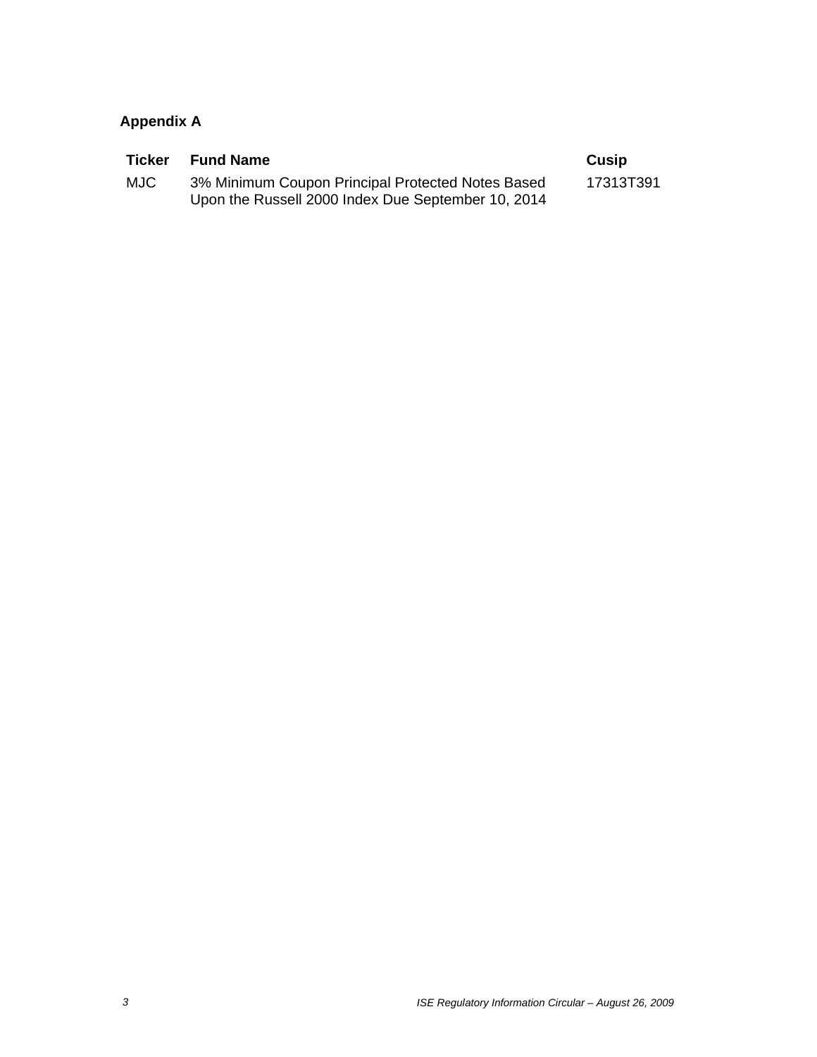## Appendix A

| Ticker | Fund Name | Cusip |
|---|---|---|
| MJC | 3% Minimum Coupon Principal Protected Notes Based Upon the Russell 2000 Index Due September 10, 2014 | 17313T391 |